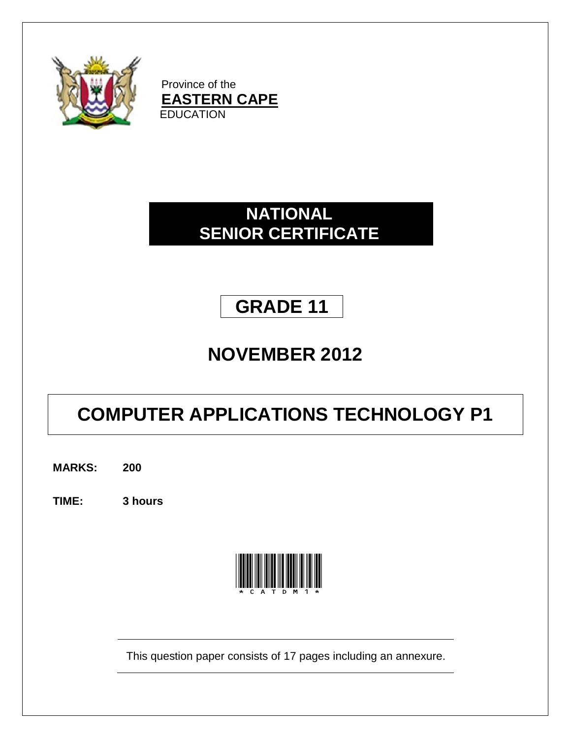Province of the
**EASTERN CAPE**
EDUCATION

# NATIONAL SENIOR CERTIFICATE

## GRADE 11

## NOVEMBER 2012

# COMPUTER APPLICATIONS TECHNOLOGY P1

**MARKS:** **200**

**TIME:** **3 hours**

*CATDM1*

This question paper consists of 17 pages including an annexure.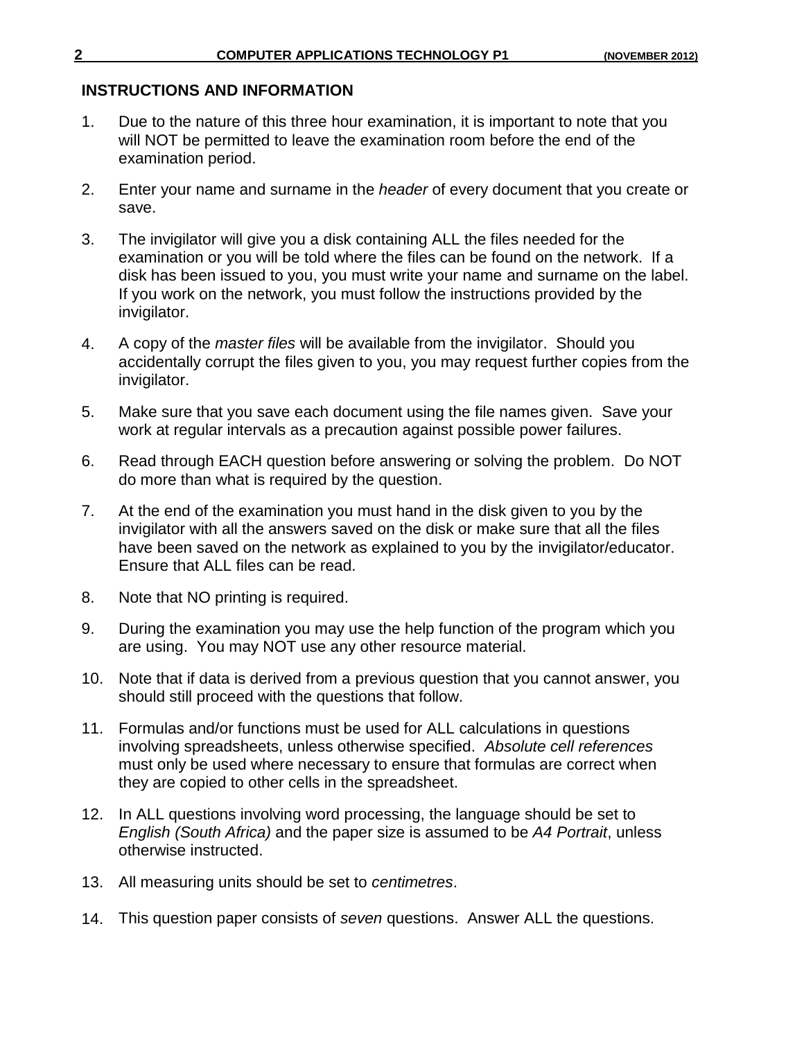## INSTRUCTIONS AND INFORMATION

1. Due to the nature of this three hour examination, it is important to note that you will NOT be permitted to leave the examination room before the end of the examination period.

2. Enter your name and surname in the *header* of every document that you create or save.

3. The invigilator will give you a disk containing ALL the files needed for the examination or you will be told where the files can be found on the network. If a disk has been issued to you, you must write your name and surname on the label. If you work on the network, you must follow the instructions provided by the invigilator.

4. A copy of the *master files* will be available from the invigilator. Should you accidentally corrupt the files given to you, you may request further copies from the invigilator.

5. Make sure that you save each document using the file names given. Save your work at regular intervals as a precaution against possible power failures.

6. Read through EACH question before answering or solving the problem. Do NOT do more than what is required by the question.

7. At the end of the examination you must hand in the disk given to you by the invigilator with all the answers saved on the disk or make sure that all the files have been saved on the network as explained to you by the invigilator/educator. Ensure that ALL files can be read.

8. Note that NO printing is required.

9. During the examination you may use the help function of the program which you are using. You may NOT use any other resource material.

10. Note that if data is derived from a previous question that you cannot answer, you should still proceed with the questions that follow.

11. Formulas and/or functions must be used for ALL calculations in questions involving spreadsheets, unless otherwise specified. *Absolute cell references* must only be used where necessary to ensure that formulas are correct when they are copied to other cells in the spreadsheet.

12. In ALL questions involving word processing, the language should be set to *English (South Africa)* and the paper size is assumed to be *A4 Portrait*, unless otherwise instructed.

13. All measuring units should be set to *centimetres*.

14. This question paper consists of *seven* questions. Answer ALL the questions.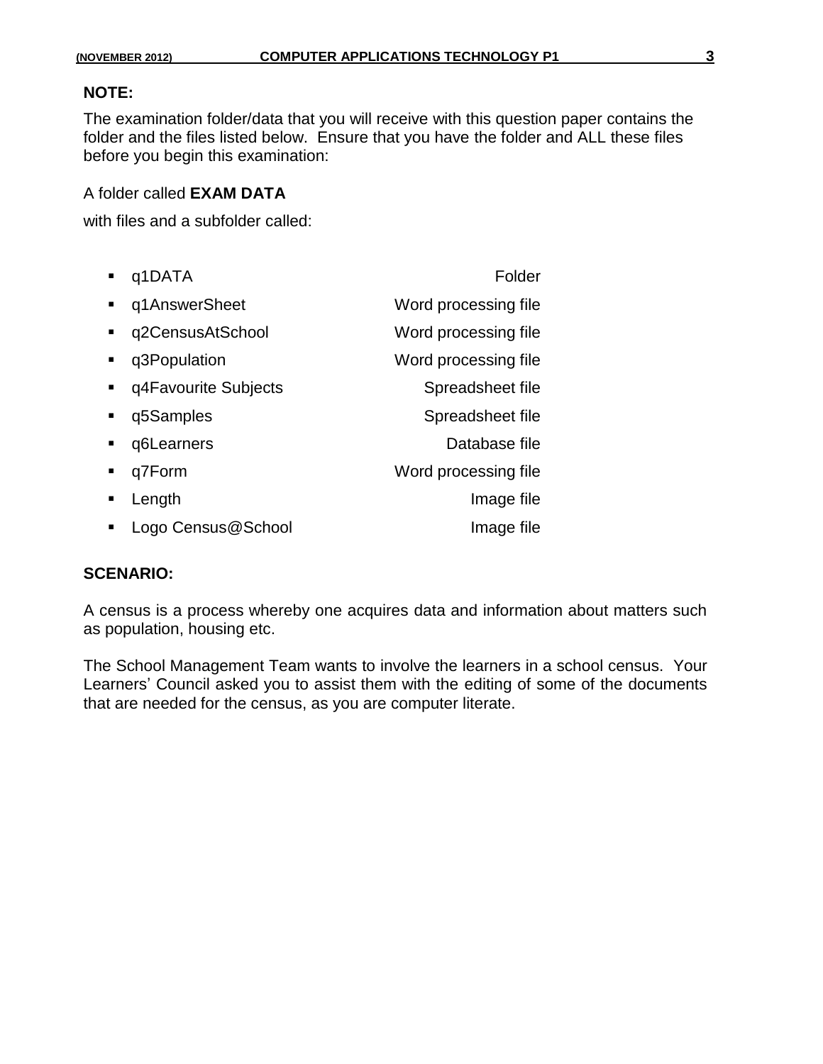**NOTE:**

The examination folder/data that you will receive with this question paper contains the folder and the files listed below. Ensure that you have the folder and ALL these files before you begin this examination:

A folder called **EXAM DATA**

with files and a subfolder called:

| | |
|---|---|
| q1DATA | Folder |
| q1AnswerSheet | Word processing file |
| q2CensusAtSchool | Word processing file |
| q3Population | Word processing file |
| q4Favourite Subjects | Spreadsheet file |
| q5Samples | Spreadsheet file |
| q6Learners | Database file |
| q7Form | Word processing file |
| Length | Image file |
| Logo Census@School | Image file |

**SCENARIO:**

A census is a process whereby one acquires data and information about matters such as population, housing etc.

The School Management Team wants to involve the learners in a school census. Your Learners' Council asked you to assist them with the editing of some of the documents that are needed for the census, as you are computer literate.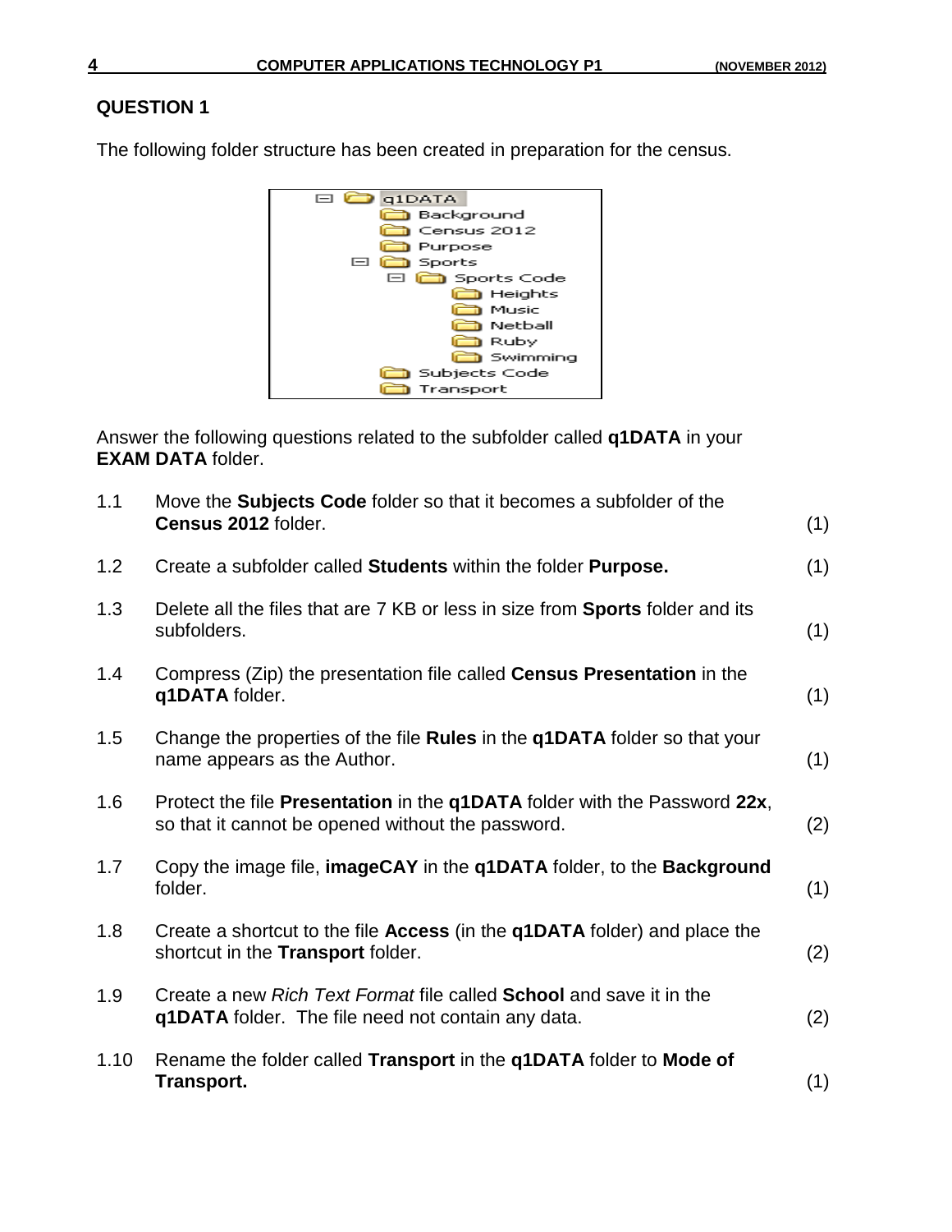## QUESTION 1

The following folder structure has been created in preparation for the census.

```
q1DATA
    Background
    Census 2012
    Purpose
    Sports
        Sports Code
            Heights
            Music
            Netball
            Ruby
            Swimming
    Subjects Code
    Transport
```

Answer the following questions related to the subfolder called **q1DATA** in your **EXAM DATA** folder.

| | | |
|---|---|---|
| 1.1 | Move the **Subjects Code** folder so that it becomes a subfolder of the **Census 2012** folder. | (1) |
| 1.2 | Create a subfolder called **Students** within the folder **Purpose.** | (1) |
| 1.3 | Delete all the files that are 7 KB or less in size from **Sports** folder and its subfolders. | (1) |
| 1.4 | Compress (Zip) the presentation file called **Census Presentation** in the **q1DATA** folder. | (1) |
| 1.5 | Change the properties of the file **Rules** in the **q1DATA** folder so that your name appears as the Author. | (1) |
| 1.6 | Protect the file **Presentation** in the **q1DATA** folder with the Password **22x**, so that it cannot be opened without the password. | (2) |
| 1.7 | Copy the image file, **imageCAY** in the **q1DATA** folder, to the **Background** folder. | (1) |
| 1.8 | Create a shortcut to the file **Access** (in the **q1DATA** folder) and place the shortcut in the **Transport** folder. | (2) |
| 1.9 | Create a new *Rich Text Format* file called **School** and save it in the **q1DATA** folder. The file need not contain any data. | (2) |
| 1.10 | Rename the folder called **Transport** in the **q1DATA** folder to **Mode of Transport.** | (1) |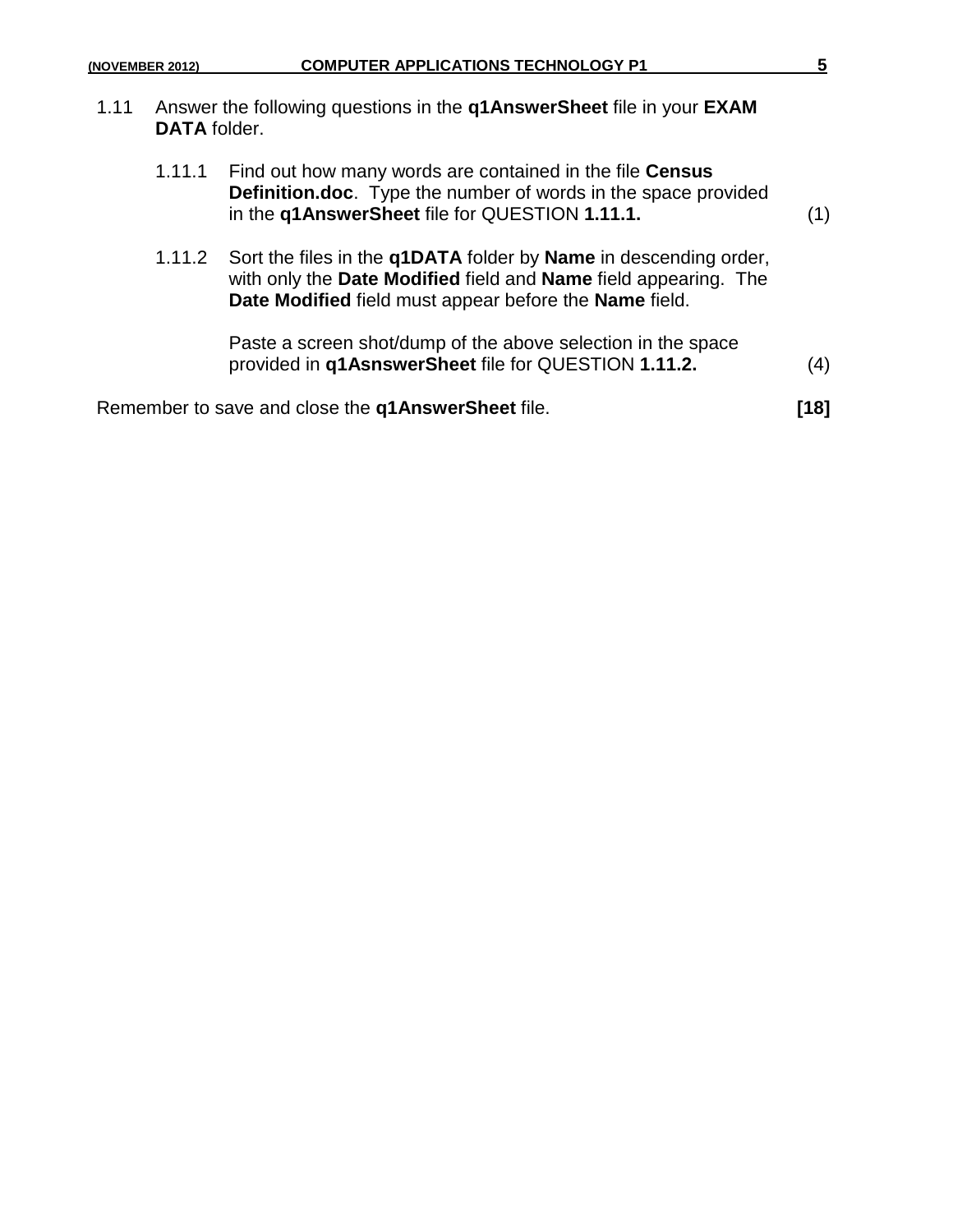1.11 Answer the following questions in the **q1AnswerSheet** file in your **EXAM DATA** folder.

1.11.1 Find out how many words are contained in the file **Census Definition.doc**. Type the number of words in the space provided in the **q1AnswerSheet** file for QUESTION **1.11.1.** (1)

1.11.2 Sort the files in the **q1DATA** folder by **Name** in descending order, with only the **Date Modified** field and **Name** field appearing. The **Date Modified** field must appear before the **Name** field.

Paste a screen shot/dump of the above selection in the space provided in **q1AsnswerSheet** file for QUESTION **1.11.2.** (4)

Remember to save and close the **q1AnswerSheet** file. **[18]**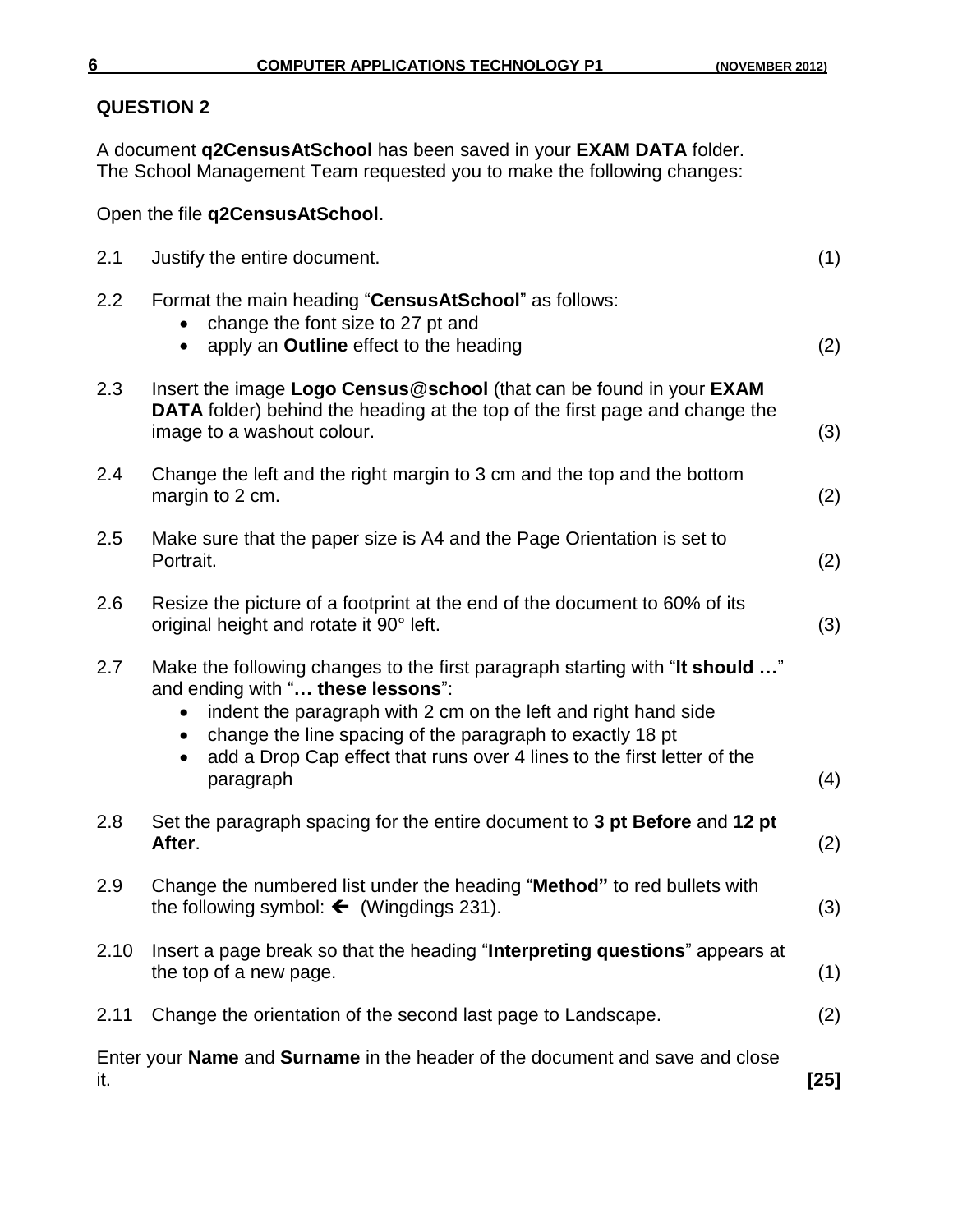## QUESTION 2

A document **q2CensusAtSchool** has been saved in your **EXAM DATA** folder.
The School Management Team requested you to make the following changes:

Open the file **q2CensusAtSchool**.

2.1 Justify the entire document. (1)

2.2 Format the main heading "**CensusAtSchool**" as follows:
- change the font size to 27 pt and
- apply an **Outline** effect to the heading (2)

2.3 Insert the image **Logo Census@school** (that can be found in your **EXAM DATA** folder) behind the heading at the top of the first page and change the image to a washout colour. (3)

2.4 Change the left and the right margin to 3 cm and the top and the bottom margin to 2 cm. (2)

2.5 Make sure that the paper size is A4 and the Page Orientation is set to Portrait. (2)

2.6 Resize the picture of a footprint at the end of the document to 60% of its original height and rotate it 90° left. (3)

2.7 Make the following changes to the first paragraph starting with "**It should …**" and ending with "**… these lessons**":
- indent the paragraph with 2 cm on the left and right hand side
- change the line spacing of the paragraph to exactly 18 pt
- add a Drop Cap effect that runs over 4 lines to the first letter of the paragraph (4)

2.8 Set the paragraph spacing for the entire document to **3 pt Before** and **12 pt After**. (2)

2.9 Change the numbered list under the heading "**Method"** to red bullets with the following symbol: 🡐 (Wingdings 231). (3)

2.10 Insert a page break so that the heading "**Interpreting questions**" appears at the top of a new page. (1)

2.11 Change the orientation of the second last page to Landscape. (2)

Enter your **Name** and **Surname** in the header of the document and save and close it. **[25]**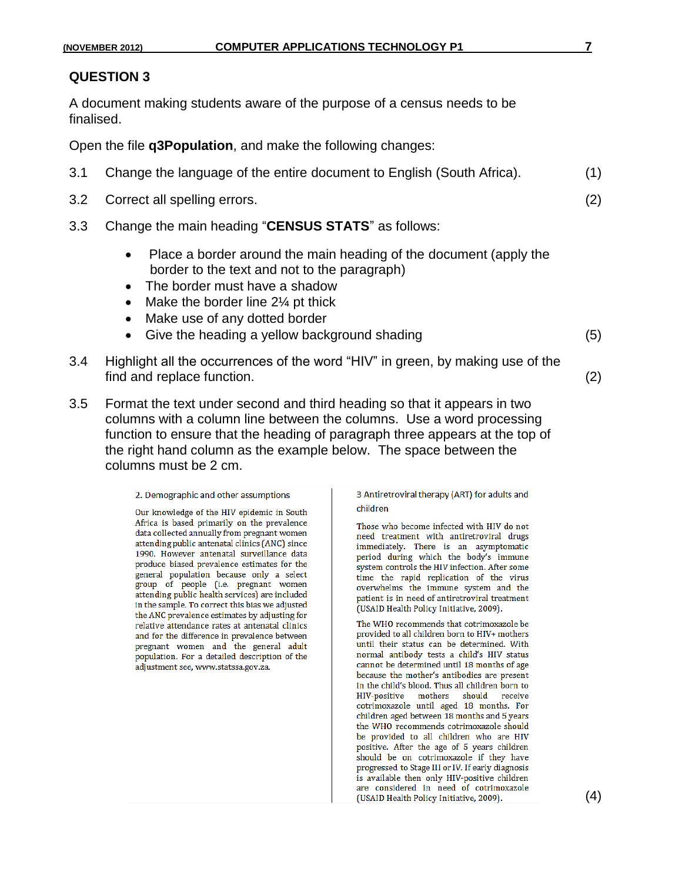## QUESTION 3

A document making students aware of the purpose of a census needs to be finalised.

Open the file **q3Population**, and make the following changes:

3.1 Change the language of the entire document to English (South Africa). (1)

3.2 Correct all spelling errors. (2)

3.3 Change the main heading "**CENSUS STATS**" as follows:

- Place a border around the main heading of the document (apply the border to the text and not to the paragraph)
- The border must have a shadow
- Make the border line 2¼ pt thick
- Make use of any dotted border
- Give the heading a yellow background shading

(5)

3.4 Highlight all the occurrences of the word "HIV" in green, by making use of the find and replace function. (2)

3.5 Format the text under second and third heading so that it appears in two columns with a column line between the columns. Use a word processing function to ensure that the heading of paragraph three appears at the top of the right hand column as the example below. The space between the columns must be 2 cm.

> 2. Demographic and other assumptions
>
> Our knowledge of the HIV epidemic in South Africa is based primarily on the prevalence data collected annually from pregnant women attending public antenatal clinics (ANC) since 1990. However antenatal surveillance data produce biased prevalence estimates for the general population because only a select group of people (i.e. pregnant women attending public health services) are included in the sample. To correct this bias we adjusted the ANC prevalence estimates by adjusting for relative attendance rates at antenatal clinics and for the difference in prevalence between pregnant women and the general adult population. For a detailed description of the adjustment see, www.statssa.gov.za.
>
> 3 Antiretroviral therapy (ART) for adults and children
>
> Those who become infected with HIV do not need treatment with antiretroviral drugs immediately. There is an asymptomatic period during which the body's immune system controls the HIV infection. After some time the rapid replication of the virus overwhelms the immune system and the patient is in need of antiretroviral treatment (USAID Health Policy Initiative, 2009).
>
> The WHO recommends that cotrimoxazole be provided to all children born to HIV+ mothers until their status can be determined. With normal antibody tests a child's HIV status cannot be determined until 18 months of age because the mother's antibodies are present in the child's blood. Thus all children born to HIV-positive mothers should receive cotrimoxazole until aged 18 months. For children aged between 18 months and 5 years the WHO recommends cotrimoxazole should be provided to all children who are HIV positive. After the age of 5 years children should be on cotrimoxazole if they have progressed to Stage III or IV. If early diagnosis is available then only HIV-positive children are considered in need of cotrimoxazole (USAID Health Policy Initiative, 2009).

(4)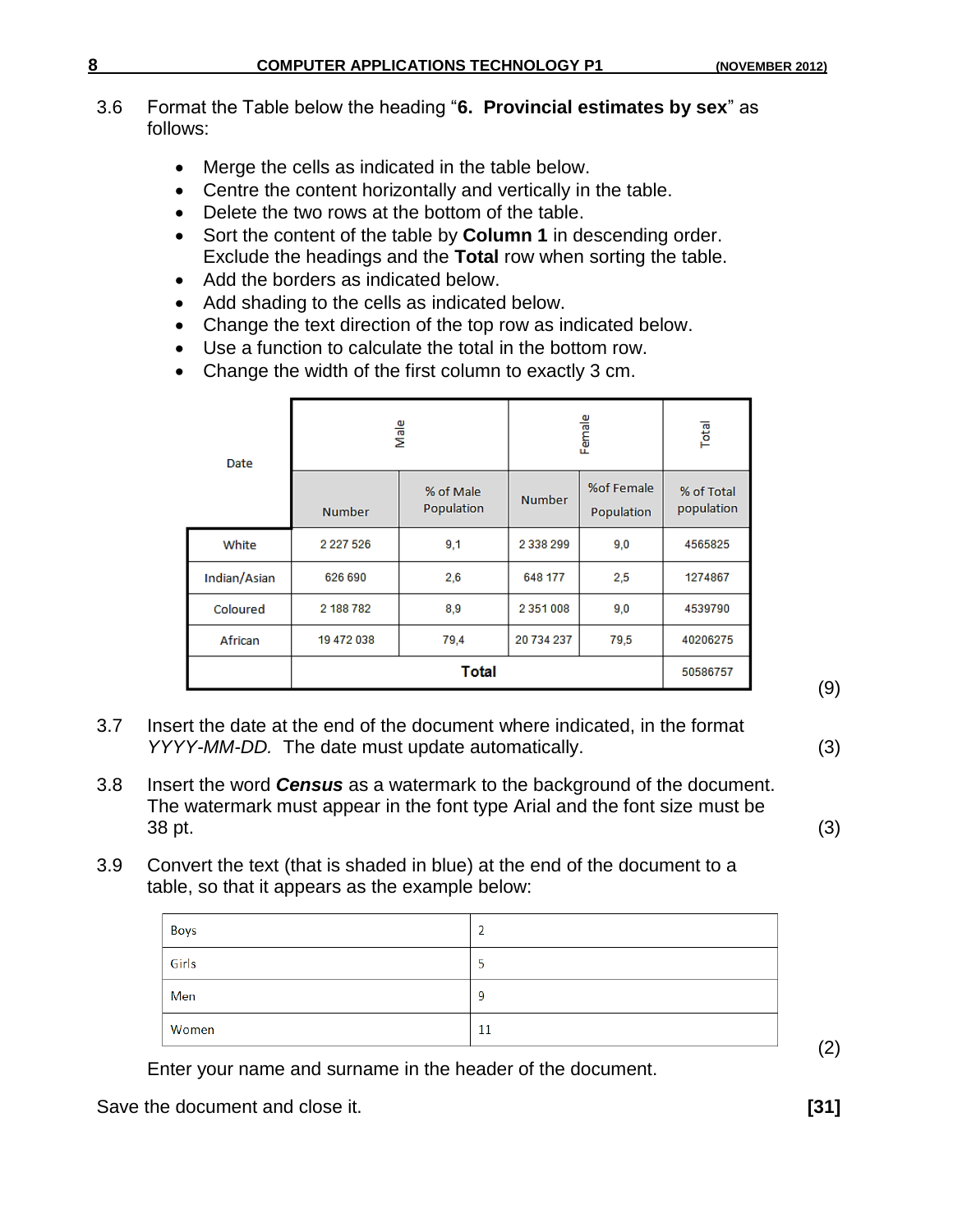3.6 Format the Table below the heading "**6. Provincial estimates by sex**" as follows:

- Merge the cells as indicated in the table below.
- Centre the content horizontally and vertically in the table.
- Delete the two rows at the bottom of the table.
- Sort the content of the table by **Column 1** in descending order. Exclude the headings and the **Total** row when sorting the table.
- Add the borders as indicated below.
- Add shading to the cells as indicated below.
- Change the text direction of the top row as indicated below.
- Use a function to calculate the total in the bottom row.
- Change the width of the first column to exactly 3 cm.

| Date | Male | | Female | | Total |
|---|---|---|---|---|---|
| | Number | % of Male Population | Number | %of Female Population | % of Total population |
| White | 2 227 526 | 9,1 | 2 338 299 | 9,0 | 4565825 |
| Indian/Asian | 626 690 | 2,6 | 648 177 | 2,5 | 1274867 |
| Coloured | 2 188 782 | 8,9 | 2 351 008 | 9,0 | 4539790 |
| African | 19 472 038 | 79,4 | 20 734 237 | 79,5 | 40206275 |
| | **Total** | | | | 50586757 |

(9)

3.7 Insert the date at the end of the document where indicated, in the format *YYYY-MM-DD.* The date must update automatically. (3)

3.8 Insert the word ***Census*** as a watermark to the background of the document. The watermark must appear in the font type Arial and the font size must be 38 pt. (3)

3.9 Convert the text (that is shaded in blue) at the end of the document to a table, so that it appears as the example below:

| Boys | 2 |
|---|---|
| Girls | 5 |
| Men | 9 |
| Women | 11 |

(2)

Enter your name and surname in the header of the document.

Save the document and close it. **[31]**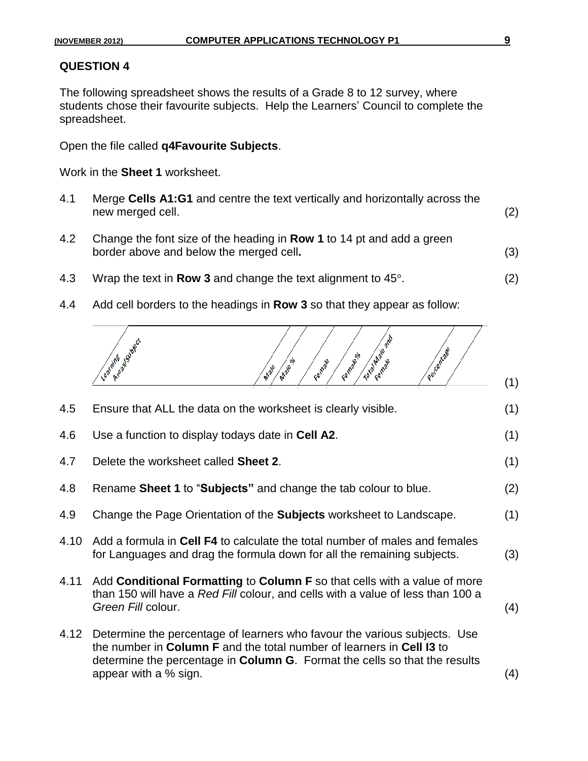## QUESTION 4

The following spreadsheet shows the results of a Grade 8 to 12 survey, where students chose their favourite subjects. Help the Learners' Council to complete the spreadsheet.

Open the file called **q4Favourite Subjects**.

Work in the **Sheet 1** worksheet.

4.1 Merge **Cells A1:G1** and centre the text vertically and horizontally across the new merged cell. (2)

4.2 Change the font size of the heading in **Row 1** to 14 pt and add a green border above and below the merged cell**.** (3)

4.3 Wrap the text in **Row 3** and change the text alignment to 45°. (2)

4.4 Add cell borders to the headings in **Row 3** so that they appear as follow:

Learning Areas/Subject | Male | Male % | Female | Female% | Total Male and Female | Percentage

(1)

4.5 Ensure that ALL the data on the worksheet is clearly visible. (1)

4.6 Use a function to display todays date in **Cell A2**. (1)

4.7 Delete the worksheet called **Sheet 2**. (1)

4.8 Rename **Sheet 1** to "**Subjects"** and change the tab colour to blue. (2)

4.9 Change the Page Orientation of the **Subjects** worksheet to Landscape. (1)

4.10 Add a formula in **Cell F4** to calculate the total number of males and females for Languages and drag the formula down for all the remaining subjects. (3)

4.11 Add **Conditional Formatting** to **Column F** so that cells with a value of more than 150 will have a *Red Fill* colour, and cells with a value of less than 100 a *Green Fill* colour. (4)

4.12 Determine the percentage of learners who favour the various subjects. Use the number in **Column F** and the total number of learners in **Cell I3** to determine the percentage in **Column G**. Format the cells so that the results appear with a % sign. (4)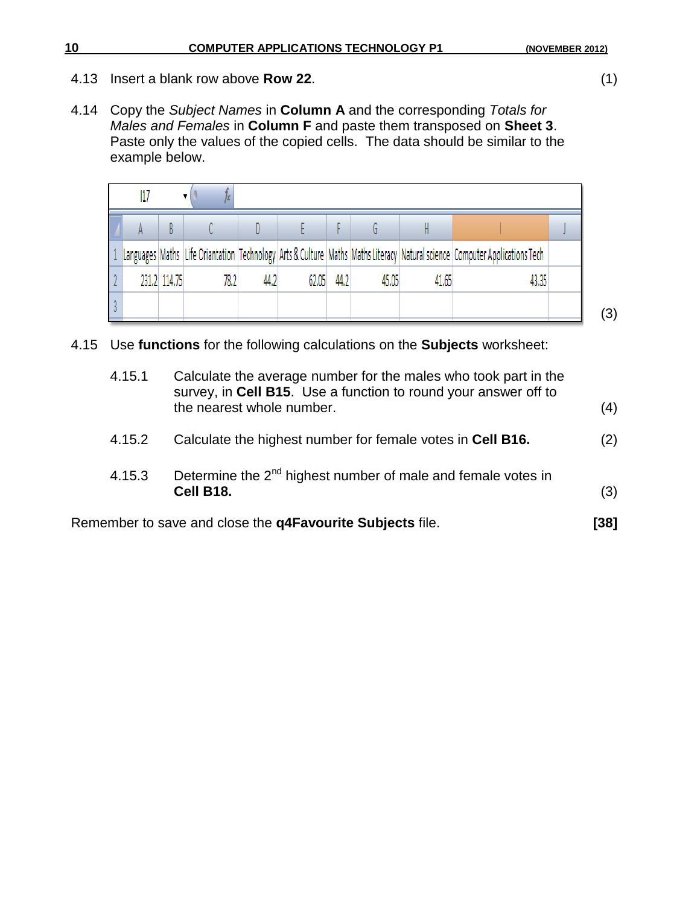4.13 Insert a blank row above **Row 22**. (1)

4.14 Copy the *Subject Names* in **Column A** and the corresponding *Totals for Males and Females* in **Column F** and paste them transposed on **Sheet 3**. Paste only the values of the copied cells. The data should be similar to the example below.

I17

| | A | B | C | D | E | F | G | H | I | J |
|---|---|---|---|---|---|---|---|---|---|---|
| 1 | Languages | Maths | Life Oriantation | Technology | Arts & Culture | Maths | Maths Literacy | Natural science | Computer Applications Tech | |
| 2 | 231.2 | 114.75 | 78.2 | 44.2 | 62.05 | 44.2 | 45.05 | 41.65 | 43.35 | |
| 3 | | | | | | | | | | |

(3)

4.15 Use **functions** for the following calculations on the **Subjects** worksheet:

4.15.1 Calculate the average number for the males who took part in the survey, in **Cell B15**. Use a function to round your answer off to the nearest whole number. (4)

4.15.2 Calculate the highest number for female votes in **Cell B16.** (2)

4.15.3 Determine the 2nd highest number of male and female votes in **Cell B18.** (3)

Remember to save and close the **q4Favourite Subjects** file. **[38]**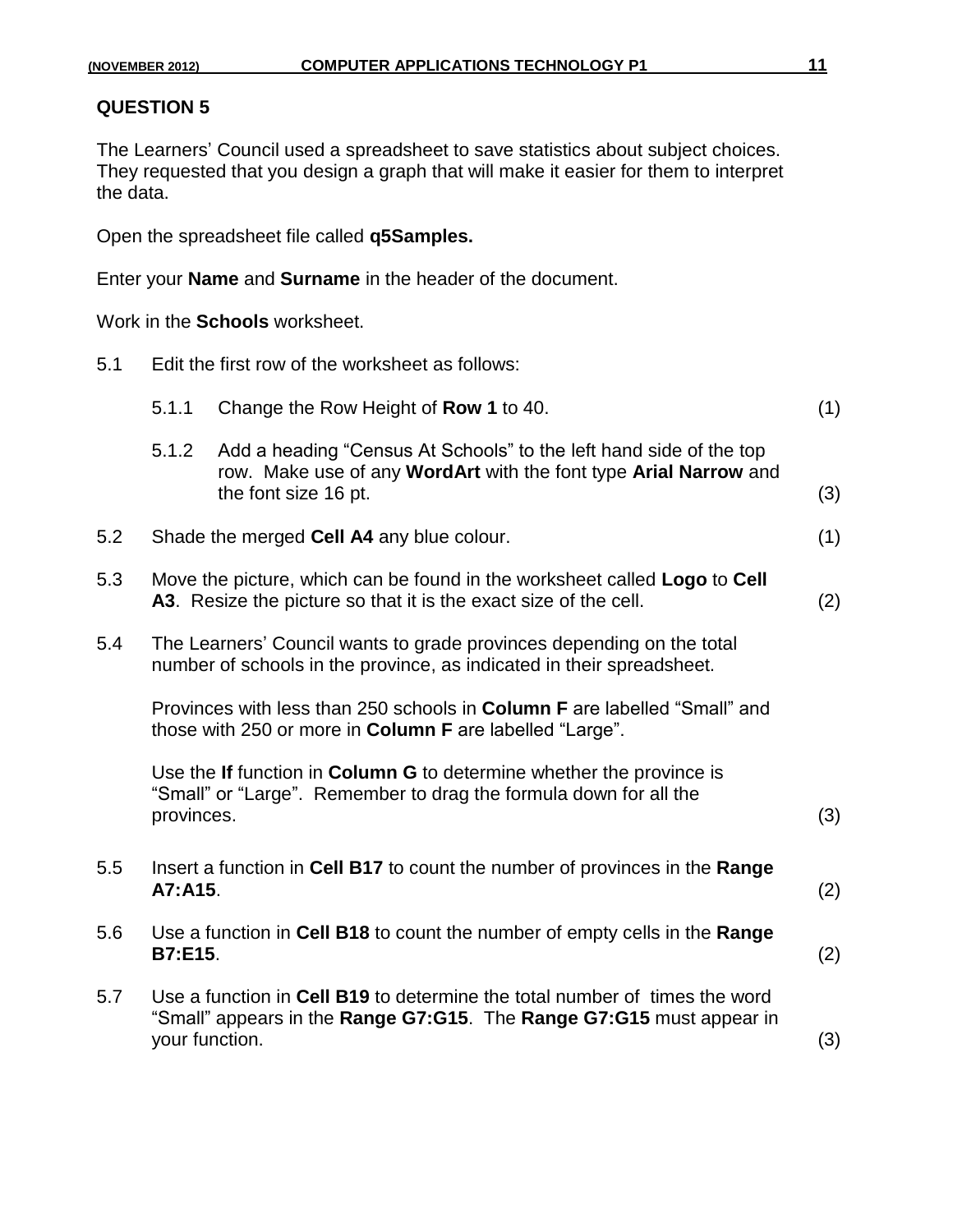## QUESTION 5

The Learners' Council used a spreadsheet to save statistics about subject choices. They requested that you design a graph that will make it easier for them to interpret the data.

Open the spreadsheet file called **q5Samples.**

Enter your **Name** and **Surname** in the header of the document.

Work in the **Schools** worksheet.

5.1 Edit the first row of the worksheet as follows:

5.1.1 Change the Row Height of **Row 1** to 40. (1)

5.1.2 Add a heading "Census At Schools" to the left hand side of the top row. Make use of any **WordArt** with the font type **Arial Narrow** and the font size 16 pt. (3)

5.2 Shade the merged **Cell A4** any blue colour. (1)

5.3 Move the picture, which can be found in the worksheet called **Logo** to **Cell A3**. Resize the picture so that it is the exact size of the cell. (2)

5.4 The Learners' Council wants to grade provinces depending on the total number of schools in the province, as indicated in their spreadsheet.

Provinces with less than 250 schools in **Column F** are labelled "Small" and those with 250 or more in **Column F** are labelled "Large".

Use the **If** function in **Column G** to determine whether the province is "Small" or "Large". Remember to drag the formula down for all the provinces. (3)

5.5 Insert a function in **Cell B17** to count the number of provinces in the **Range A7:A15**. (2)

5.6 Use a function in **Cell B18** to count the number of empty cells in the **Range B7:E15**. (2)

5.7 Use a function in **Cell B19** to determine the total number of times the word "Small" appears in the **Range G7:G15**. The **Range G7:G15** must appear in your function. (3)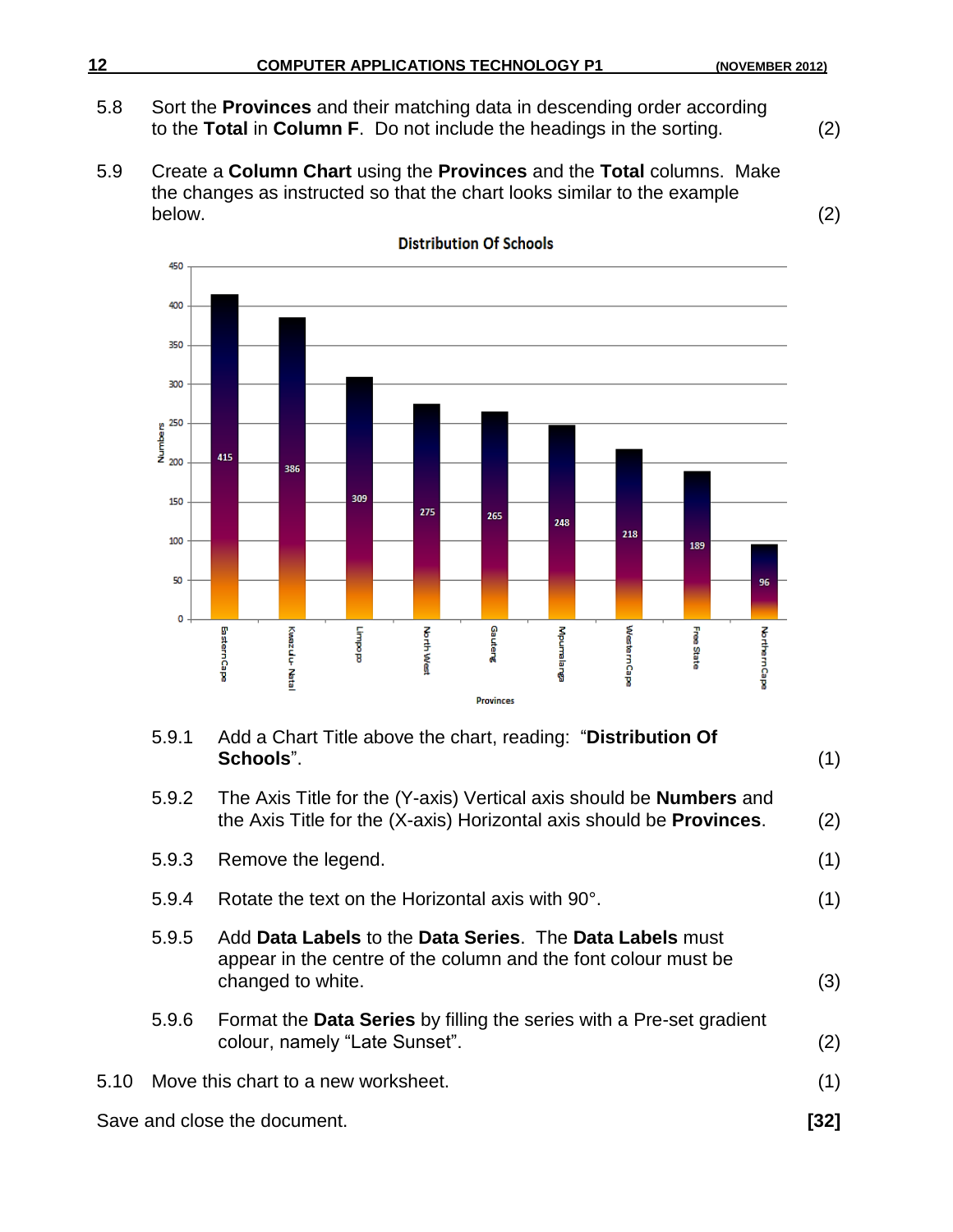5.8 Sort the **Provinces** and their matching data in descending order according to the **Total** in **Column F**. Do not include the headings in the sorting. (2)

5.9 Create a **Column Chart** using the **Provinces** and the **Total** columns. Make the changes as instructed so that the chart looks similar to the example below. (2)

5.9.1 Add a Chart Title above the chart, reading: "**Distribution Of Schools**". (1)

5.9.2 The Axis Title for the (Y-axis) Vertical axis should be **Numbers** and the Axis Title for the (X-axis) Horizontal axis should be **Provinces**. (2)

5.9.3 Remove the legend. (1)

5.9.4 Rotate the text on the Horizontal axis with 90°. (1)

5.9.5 Add **Data Labels** to the **Data Series**. The **Data Labels** must appear in the centre of the column and the font colour must be changed to white. (3)

5.9.6 Format the **Data Series** by filling the series with a Pre-set gradient colour, namely "Late Sunset". (2)

5.10 Move this chart to a new worksheet. (1)

Save and close the document. **[32]**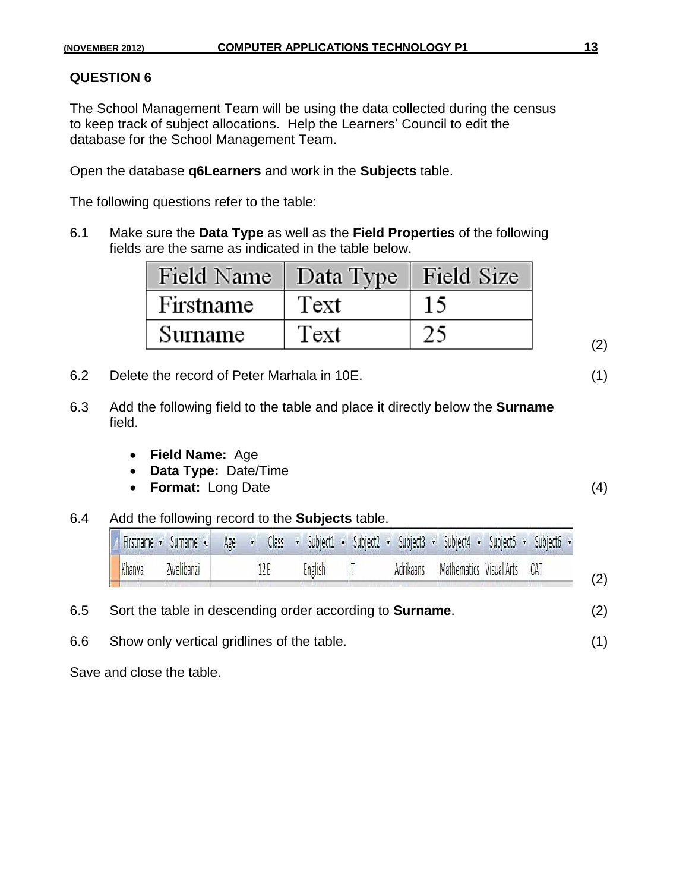## QUESTION 6

The School Management Team will be using the data collected during the census to keep track of subject allocations. Help the Learners' Council to edit the database for the School Management Team.

Open the database **q6Learners** and work in the **Subjects** table.

The following questions refer to the table:

6.1 Make sure the **Data Type** as well as the **Field Properties** of the following fields are the same as indicated in the table below.

| Field Name | Data Type | Field Size |
|---|---|---|
| Firstname | Text | 15 |
| Surname | Text | 25 |

(2)

6.2 Delete the record of Peter Marhala in 10E. (1)

6.3 Add the following field to the table and place it directly below the **Surname** field.

- **Field Name:** Age
- **Data Type:** Date/Time
- **Format:** Long Date

(4)

6.4 Add the following record to the **Subjects** table.

| Firstname | Surname | Age | Class | Subject1 | Subject2 | Subject3 | Subject4 | Subject5 | Subject6 |
|---|---|---|---|---|---|---|---|---|---|
| Khanya | Zwelibanzi | | 12E | English | IT | Adrikaans | Mathematics | Visual Arts | CAT |

(2)

6.5 Sort the table in descending order according to **Surname**. (2)

6.6 Show only vertical gridlines of the table. (1)

Save and close the table.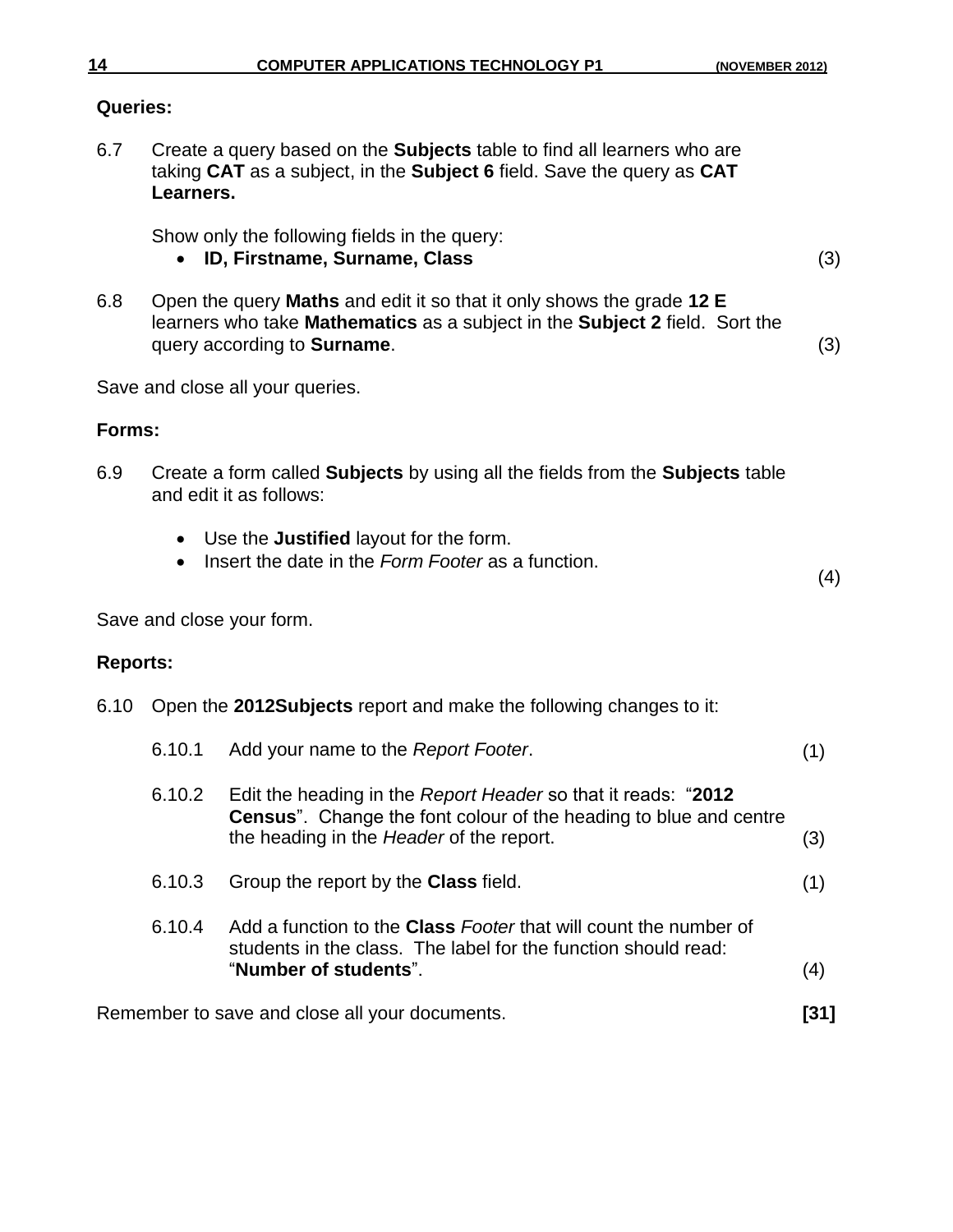**Queries:**

6.7 Create a query based on the **Subjects** table to find all learners who are taking **CAT** as a subject, in the **Subject 6** field. Save the query as **CAT Learners.**

Show only the following fields in the query:

- **ID, Firstname, Surname, Class** (3)

6.8 Open the query **Maths** and edit it so that it only shows the grade **12 E** learners who take **Mathematics** as a subject in the **Subject 2** field. Sort the query according to **Surname**. (3)

Save and close all your queries.

**Forms:**

6.9 Create a form called **Subjects** by using all the fields from the **Subjects** table and edit it as follows:

- Use the **Justified** layout for the form.
- Insert the date in the *Form Footer* as a function.

(4)

Save and close your form.

**Reports:**

6.10 Open the **2012Subjects** report and make the following changes to it:

6.10.1 Add your name to the *Report Footer*. (1)

6.10.2 Edit the heading in the *Report Header* so that it reads: "**2012 Census**". Change the font colour of the heading to blue and centre the heading in the *Header* of the report. (3)

6.10.3 Group the report by the **Class** field. (1)

6.10.4 Add a function to the **Class** *Footer* that will count the number of students in the class. The label for the function should read: "**Number of students**". (4)

Remember to save and close all your documents. **[31]**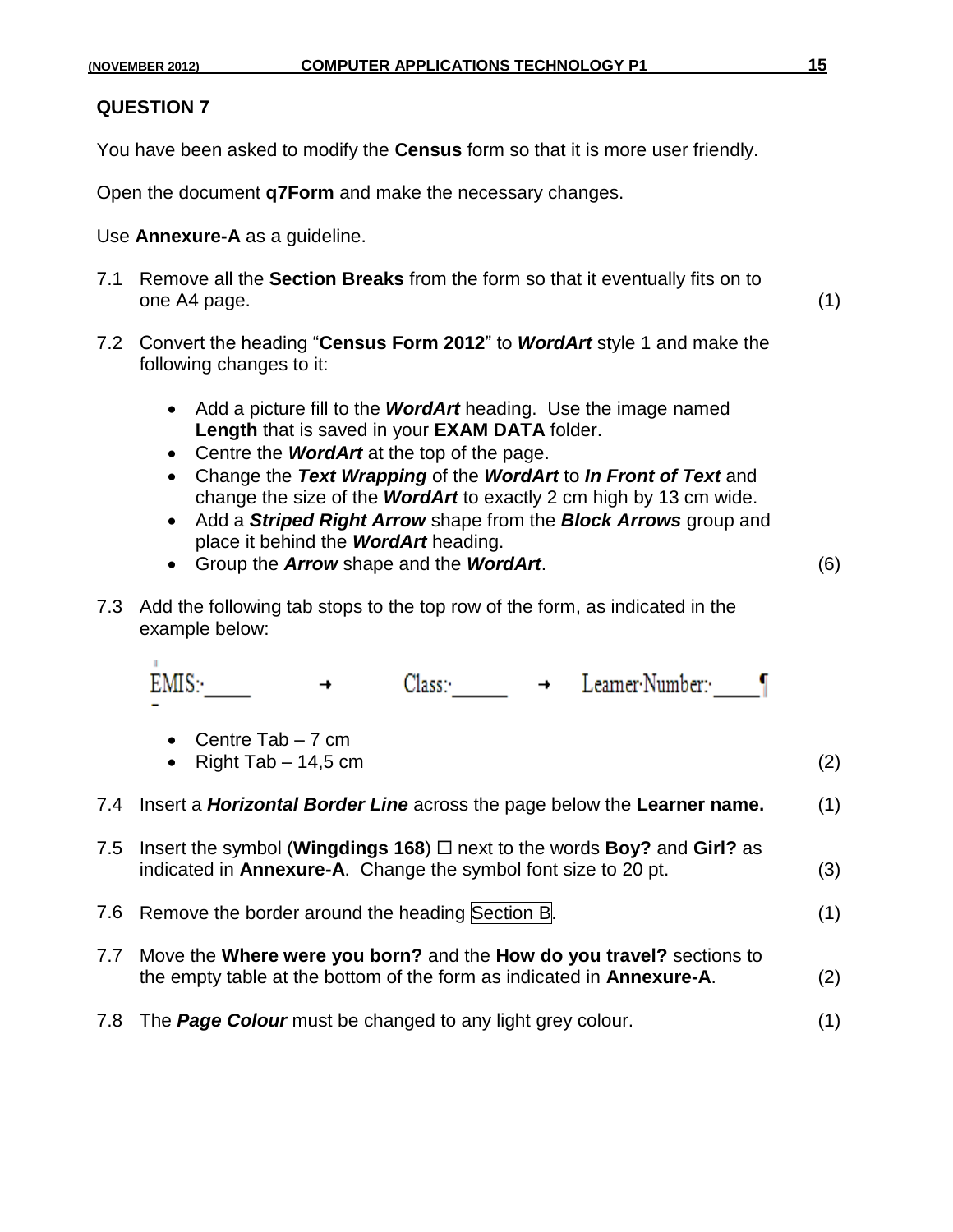## QUESTION 7

You have been asked to modify the **Census** form so that it is more user friendly.

Open the document **q7Form** and make the necessary changes.

Use **Annexure-A** as a guideline.

7.1 Remove all the **Section Breaks** from the form so that it eventually fits on to one A4 page. (1)

7.2 Convert the heading "**Census Form 2012**" to ***WordArt*** style 1 and make the following changes to it:

- Add a picture fill to the ***WordArt*** heading. Use the image named **Length** that is saved in your **EXAM DATA** folder.
- Centre the ***WordArt*** at the top of the page.
- Change the ***Text Wrapping*** of the ***WordArt*** to ***In Front of Text*** and change the size of the ***WordArt*** to exactly 2 cm high by 13 cm wide.
- Add a ***Striped Right Arrow*** shape from the ***Block Arrows*** group and place it behind the ***WordArt*** heading.
- Group the ***Arrow*** shape and the ***WordArt***. (6)

7.3 Add the following tab stops to the top row of the form, as indicated in the example below:

EMIS:·_____ → Class:·______ → Learner·Number:·_____¶

- Centre Tab – 7 cm
- Right Tab – 14,5 cm (2)

7.4 Insert a ***Horizontal Border Line*** across the page below the **Learner name.** (1)

7.5 Insert the symbol (**Wingdings 168**) ☐ next to the words **Boy?** and **Girl?** as indicated in **Annexure-A**. Change the symbol font size to 20 pt. (3)

7.6 Remove the border around the heading Section B. (1)

7.7 Move the **Where were you born?** and the **How do you travel?** sections to the empty table at the bottom of the form as indicated in **Annexure-A**. (2)

7.8 The ***Page Colour*** must be changed to any light grey colour. (1)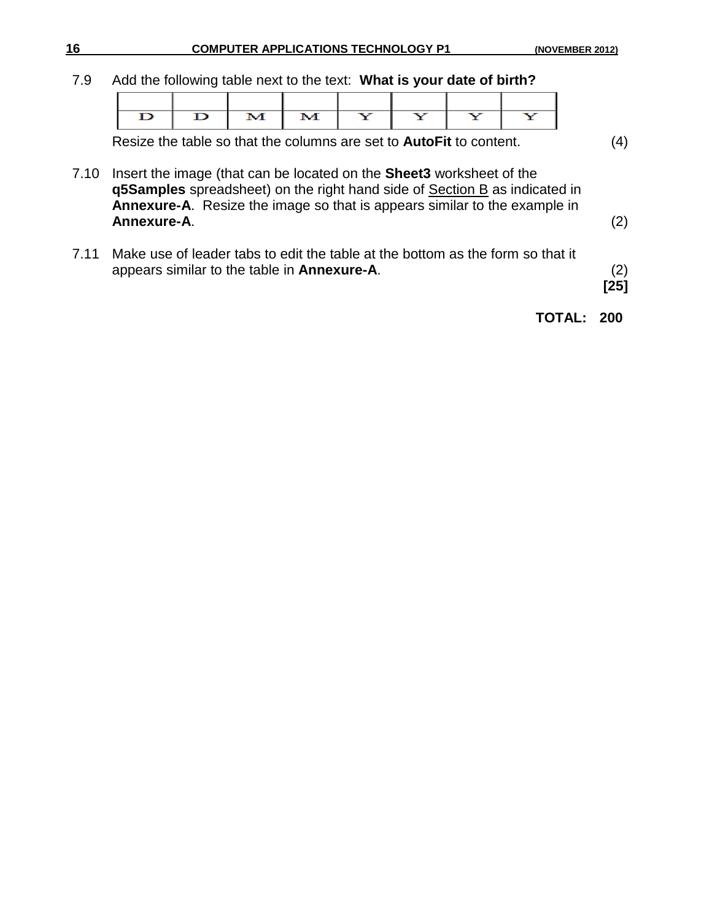7.9 Add the following table next to the text: **What is your date of birth?**

| | | | | | | | |
|---|---|---|---|---|---|---|---|
| D | D | M | M | Y | Y | Y | Y |

Resize the table so that the columns are set to **AutoFit** to content. (4)

7.10 Insert the image (that can be located on the **Sheet3** worksheet of the **q5Samples** spreadsheet) on the right hand side of Section B as indicated in **Annexure-A**. Resize the image so that is appears similar to the example in **Annexure-A**. (2)

7.11 Make use of leader tabs to edit the table at the bottom as the form so that it appears similar to the table in **Annexure-A**. (2)

**[25]**

**TOTAL: 200**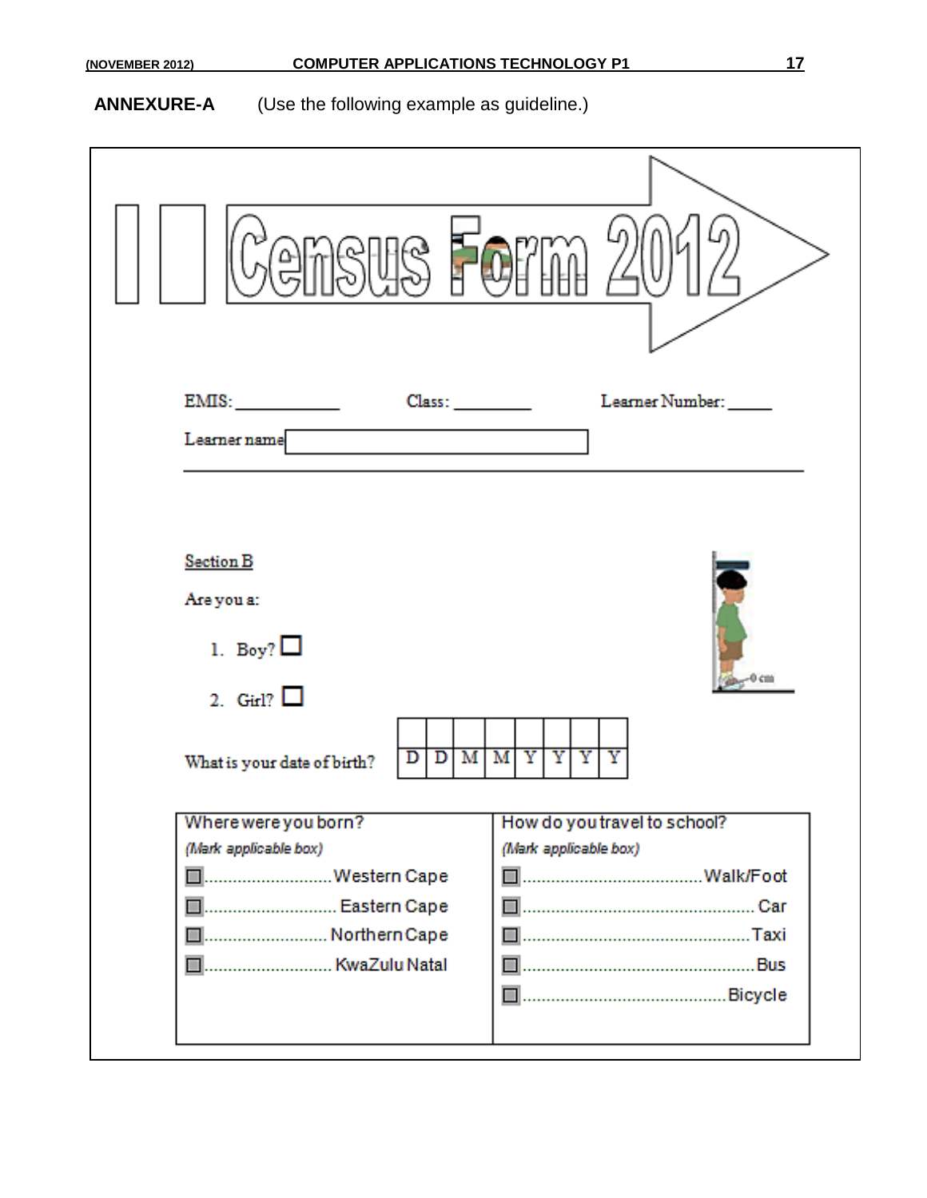**ANNEXURE-A** (Use the following example as guideline.)

# Census Form 2012

EMIS: ____________ Class: _________ Learner Number: _____

Learner name

---

Section B

Are you a:

1. Boy? ☐
2. Girl? ☐

What is your date of birth?

| D | D | M | M | Y | Y | Y | Y |
|---|---|---|---|---|---|---|---|

| Where were you born? | How do you travel to school? |
|---|---|
| *(Mark applicable box)* | *(Mark applicable box)* |
| ☐........................... Western Cape | ☐..................................... Walk/Foot |
| ☐........................... Eastern Cape | ☐................................................ Car |
| ☐........................... Northern Cape | ☐................................................ Taxi |
| ☐........................... KwaZulu Natal | ☐................................................ Bus |
| | ☐........................................... Bicycle |